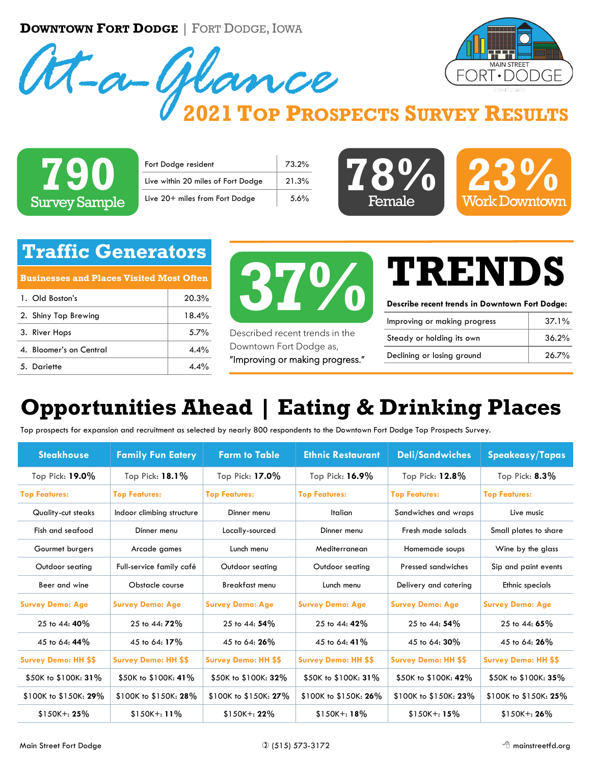**Downtown Fort Dodge** | Fort Dodge, Iowa

# At-a-Glance

## 2021 Top Prospects Survey Results

Main Street Fort • Dodge

**790** Survey Sample

| | |
|---|---|
| Fort Dodge resident | 73.2% |
| Live within 20 miles of Fort Dodge | 21.3% |
| Live 20+ miles from Fort Dodge | 5.6% |

**78%** Female

**23%** Work Downtown

## Traffic Generators

**Businesses and Places Visited Most Often**

| | |
|---|---|
| 1. Old Boston's | 20.3% |
| 2. Shiny Top Brewing | 18.4% |
| 3. River Hops | 5.7% |
| 4. Bloomer's on Central | 4.4% |
| 5. Dariette | 4.4% |

**37%**

Described recent trends in the Downtown Fort Dodge as, "Improving or making progress."

## TRENDS

**Describe recent trends in Downtown Fort Dodge:**

| | |
|---|---|
| Improving or making progress | 37.1% |
| Steady or holding its own | 36.2% |
| Declining or losing ground | 26.7% |

## Opportunities Ahead | Eating & Drinking Places

Top prospects for expansion and recruitment as selected by nearly 800 respondents to the Downtown Fort Dodge Top Prospects Survey.

| Steakhouse | Family Fun Eatery | Farm to Table | Ethnic Restaurant | Deli/Sandwiches | Speakeasy/Tapas |
|---|---|---|---|---|---|
| Top Pick: **19.0%** | Top Pick: **18.1%** | Top Pick: **17.0%** | Top Pick: **16.9%** | Top Pick: **12.8%** | Top Pick: **8.3%** |
| **Top Features:** | **Top Features:** | **Top Features:** | **Top Features:** | **Top Features:** | **Top Features:** |
| Quality-cut steaks | Indoor climbing structure | Dinner menu | Italian | Sandwiches and wraps | Live music |
| Fish and seafood | Dinner menu | Locally-sourced | Dinner menu | Fresh made salads | Small plates to share |
| Gourmet burgers | Arcade games | Lunch menu | Mediterranean | Homemade soups | Wine by the glass |
| Outdoor seating | Full-service family café | Outdoor seating | Outdoor seating | Pressed sandwiches | Sip and paint events |
| Beer and wine | Obstacle course | Breakfast menu | Lunch menu | Delivery and catering | Ethnic specials |
| **Survey Demo: Age** | **Survey Demo: Age** | **Survey Demo: Age** | **Survey Demo: Age** | **Survey Demo: Age** | **Survey Demo: Age** |
| 25 to 44: **40%** | 25 to 44: **72%** | 25 to 44: **54%** | 25 to 44: **42%** | 25 to 44: **54%** | 25 to 44: **65%** |
| 45 to 64: **44%** | 45 to 64: **17%** | 45 to 64: **26%** | 45 to 64: **41%** | 45 to 64: **30%** | 45 to 64: **26%** |
| **Survey Demo: HH $$** | **Survey Demo: HH $$** | **Survey Demo: HH $$** | **Survey Demo: HH $$** | **Survey Demo: HH $$** | **Survey Demo: HH $$** |
| $50K to $100K: **31%** | $50K to $100K: **41%** | $50K to $100K: **32%** | $50K to $100K: **31%** | $50K to $100K: **42%** | $50K to $100K: **35%** |
| $100K to $150K: **29%** | $100K to $150K: **28%** | $100K to $150K: **27%** | $100K to $150K: **26%** | $100K to $150K: **23%** | $100K to $150K: **25%** |
| $150K+: **25%** | $150K+: **11%** | $150K+: **22%** | $150K+: **18%** | $150K+: **15%** | $150K+: **26%** |

Main Street Fort Dodge | (515) 573-3172 | mainstreetfd.org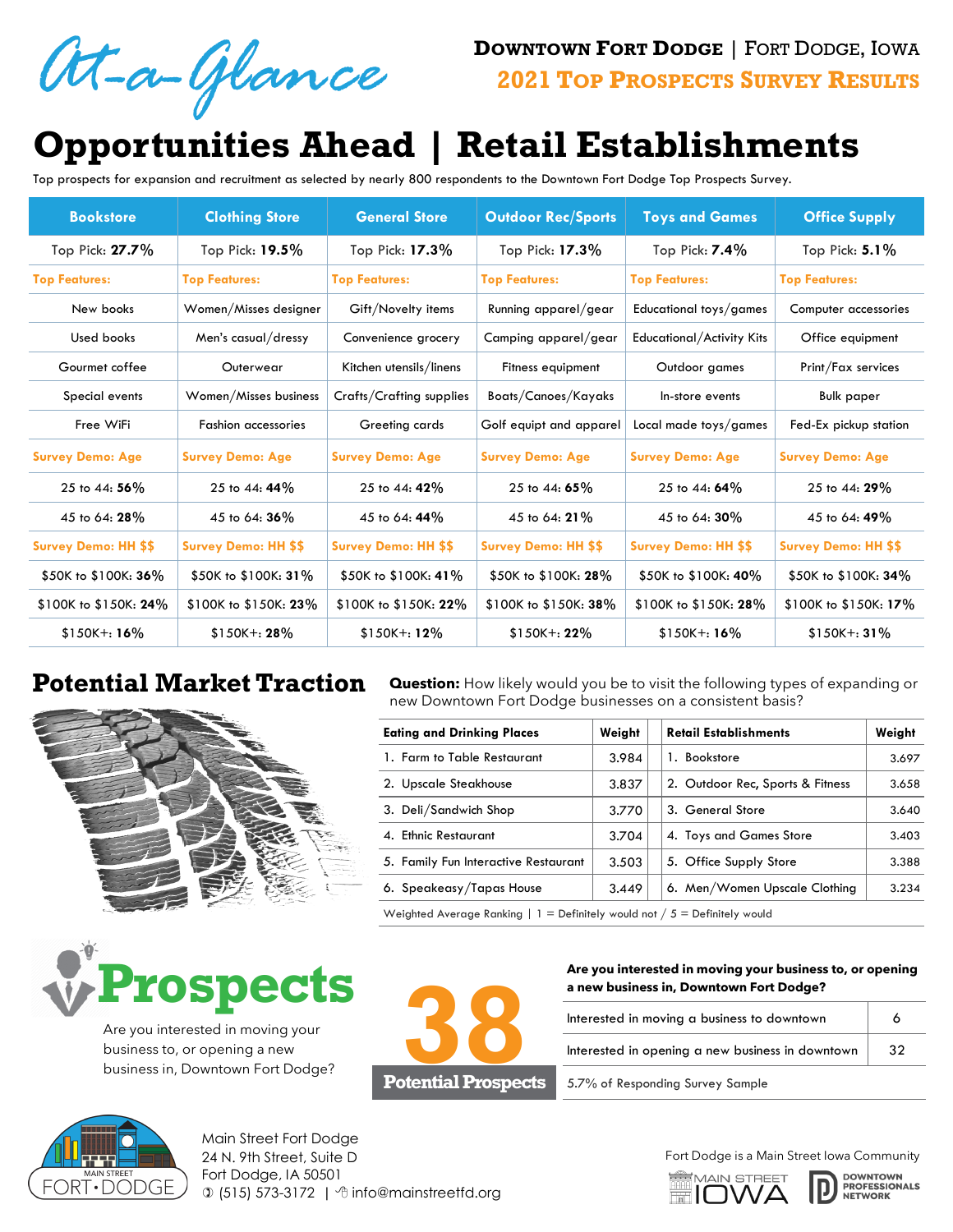# At-a-Glance

**Downtown Fort Dodge** | Fort Dodge, Iowa

**2021 Top Prospects Survey Results**

# Opportunities Ahead | Retail Establishments

Top prospects for expansion and recruitment as selected by nearly 800 respondents to the Downtown Fort Dodge Top Prospects Survey.

| Bookstore | Clothing Store | General Store | Outdoor Rec/Sports | Toys and Games | Office Supply |
|---|---|---|---|---|---|
| Top Pick: **27.7%** | Top Pick: **19.5%** | Top Pick: **17.3%** | Top Pick: **17.3%** | Top Pick: **7.4%** | Top Pick: **5.1%** |
| **Top Features:** | **Top Features:** | **Top Features:** | **Top Features:** | **Top Features:** | **Top Features:** |
| New books | Women/Misses designer | Gift/Novelty items | Running apparel/gear | Educational toys/games | Computer accessories |
| Used books | Men's casual/dressy | Convenience grocery | Camping apparel/gear | Educational/Activity Kits | Office equipment |
| Gourmet coffee | Outerwear | Kitchen utensils/linens | Fitness equipment | Outdoor games | Print/Fax services |
| Special events | Women/Misses business | Crafts/Crafting supplies | Boats/Canoes/Kayaks | In-store events | Bulk paper |
| Free WiFi | Fashion accessories | Greeting cards | Golf equipt and apparel | Local made toys/games | Fed-Ex pickup station |
| **Survey Demo: Age** | **Survey Demo: Age** | **Survey Demo: Age** | **Survey Demo: Age** | **Survey Demo: Age** | **Survey Demo: Age** |
| 25 to 44: **56%** | 25 to 44: **44%** | 25 to 44: **42%** | 25 to 44: **65%** | 25 to 44: **64%** | 25 to 44: **29%** |
| 45 to 64: **28%** | 45 to 64: **36%** | 45 to 64: **44%** | 45 to 64: **21%** | 45 to 64: **30%** | 45 to 64: **49%** |
| **Survey Demo: HH $$** | **Survey Demo: HH $$** | **Survey Demo: HH $$** | **Survey Demo: HH $$** | **Survey Demo: HH $$** | **Survey Demo: HH $$** |
| $50K to $100K: **36%** | $50K to $100K: **31%** | $50K to $100K: **41%** | $50K to $100K: **28%** | $50K to $100K: **40%** | $50K to $100K: **34%** |
| $100K to $150K: **24%** | $100K to $150K: **23%** | $100K to $150K: **22%** | $100K to $150K: **38%** | $100K to $150K: **28%** | $100K to $150K: **17%** |
| $150K+: **16%** | $150K+: **28%** | $150K+: **12%** | $150K+: **22%** | $150K+: **16%** | $150K+: **31%** |

## Potential Market Traction

**Question:** How likely would you be to visit the following types of expanding or new Downtown Fort Dodge businesses on a consistent basis?

| Eating and Drinking Places | Weight | Retail Establishments | Weight |
|---|---|---|---|
| 1. Farm to Table Restaurant | 3.984 | 1. Bookstore | 3.697 |
| 2. Upscale Steakhouse | 3.837 | 2. Outdoor Rec, Sports & Fitness | 3.658 |
| 3. Deli/Sandwich Shop | 3.770 | 3. General Store | 3.640 |
| 4. Ethnic Restaurant | 3.704 | 4. Toys and Games Store | 3.403 |
| 5. Family Fun Interactive Restaurant | 3.503 | 5. Office Supply Store | 3.388 |
| 6. Speakeasy/Tapas House | 3.449 | 6. Men/Women Upscale Clothing | 3.234 |

Weighted Average Ranking | 1 = Definitely would not / 5 = Definitely would

## Prospects

Are you interested in moving your business to, or opening a new business in, Downtown Fort Dodge?

**38**

**Potential Prospects**

**Are you interested in moving your business to, or opening a new business in, Downtown Fort Dodge?**

| | |
|---|---|
| Interested in moving a business to downtown | 6 |
| Interested in opening a new business in downtown | 32 |

5.7% of Responding Survey Sample

Main Street Fort Dodge
24 N. 9th Street, Suite D
Fort Dodge, IA 50501
(515) 573-3172 | info@mainstreetfd.org

Fort Dodge is a Main Street Iowa Community

Main Street Iowa | Downtown Professionals Network